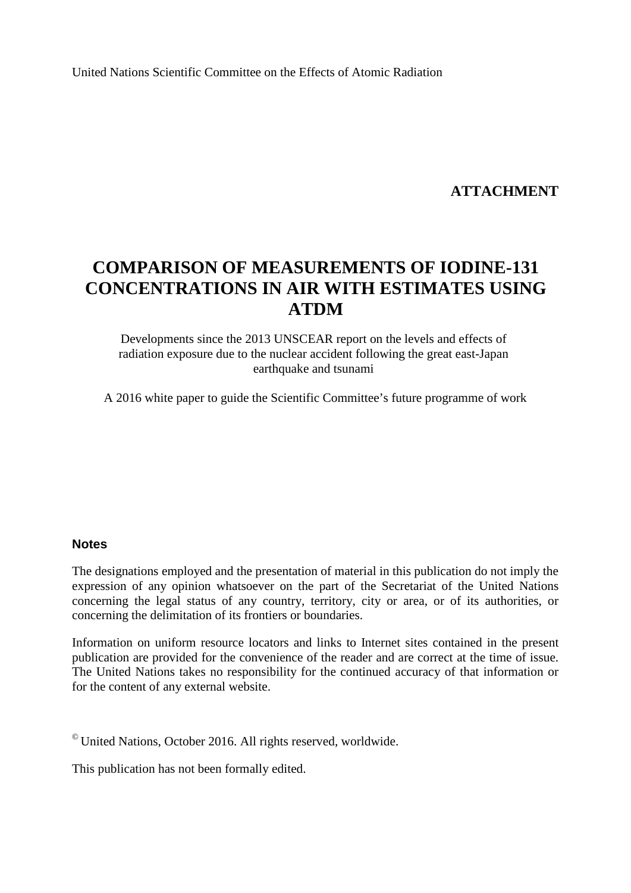United Nations Scientific Committee on the Effects of Atomic Radiation

**ATTACHMENT**

# COMPARISON OF MEASUREMENTS OF IODINE-131 CONCENTRATIONS IN AIR WITH ESTIMATES USING ATDM

Developments since the 2013 UNSCEAR report on the levels and effects of radiation exposure due to the nuclear accident following the great east-Japan earthquake and tsunami

A 2016 white paper to guide the Scientific Committee's future programme of work

### Notes

The designations employed and the presentation of material in this publication do not imply the expression of any opinion whatsoever on the part of the Secretariat of the United Nations concerning the legal status of any country, territory, city or area, or of its authorities, or concerning the delimitation of its frontiers or boundaries.

Information on uniform resource locators and links to Internet sites contained in the present publication are provided for the convenience of the reader and are correct at the time of issue. The United Nations takes no responsibility for the continued accuracy of that information or for the content of any external website.

© United Nations, October 2016. All rights reserved, worldwide.

This publication has not been formally edited.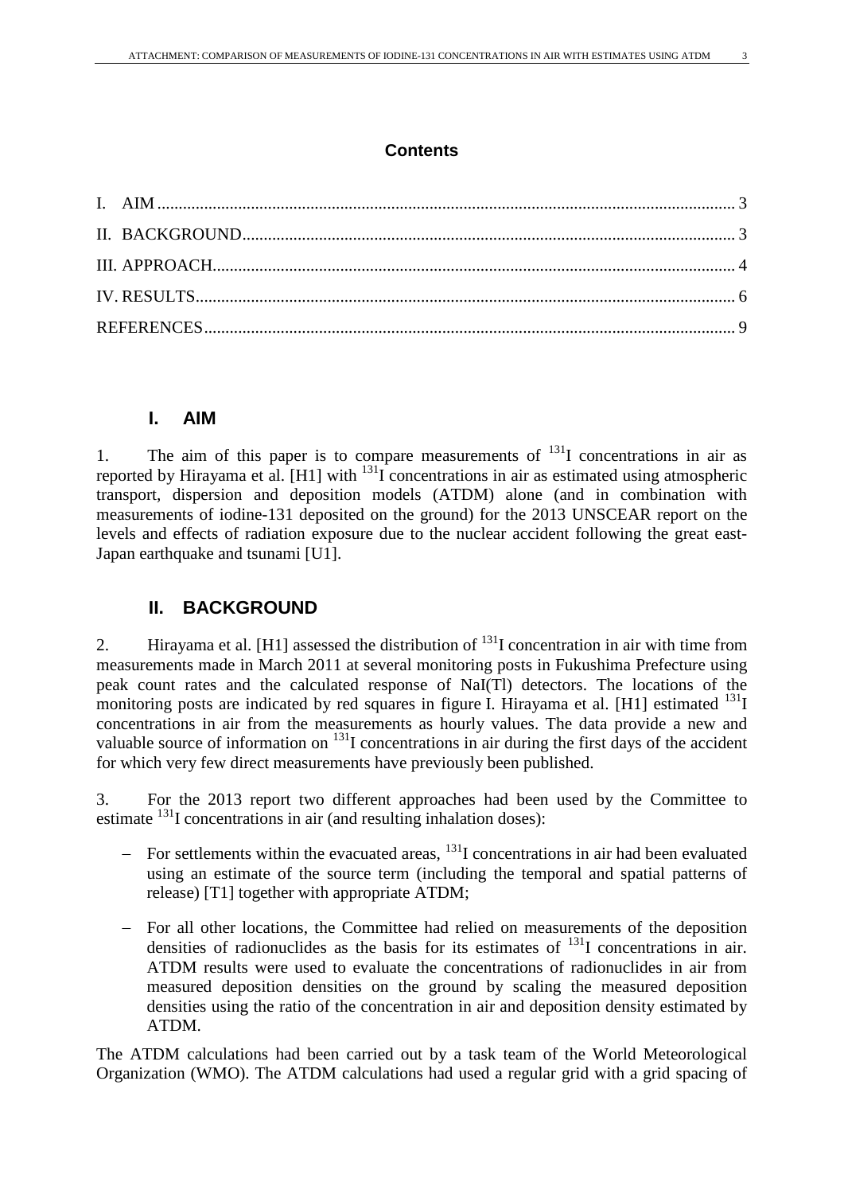## Contents

I. AIM ........................................................................................................................ 3

II. BACKGROUND.................................................................................................... 3

III. APPROACH.......................................................................................................... 4

IV. RESULTS.............................................................................................................. 6

REFERENCES............................................................................................................. 9

# I. AIM

1. The aim of this paper is to compare measurements of $^{131}$I concentrations in air as reported by Hirayama et al. [H1] with $^{131}$I concentrations in air as estimated using atmospheric transport, dispersion and deposition models (ATDM) alone (and in combination with measurements of iodine-131 deposited on the ground) for the 2013 UNSCEAR report on the levels and effects of radiation exposure due to the nuclear accident following the great east-Japan earthquake and tsunami [U1].

# II. BACKGROUND

2. Hirayama et al. [H1] assessed the distribution of $^{131}$I concentration in air with time from measurements made in March 2011 at several monitoring posts in Fukushima Prefecture using peak count rates and the calculated response of NaI(Tl) detectors. The locations of the monitoring posts are indicated by red squares in figure I. Hirayama et al. [H1] estimated $^{131}$I concentrations in air from the measurements as hourly values. The data provide a new and valuable source of information on $^{131}$I concentrations in air during the first days of the accident for which very few direct measurements have previously been published.

3. For the 2013 report two different approaches had been used by the Committee to estimate $^{131}$I concentrations in air (and resulting inhalation doses):

- For settlements within the evacuated areas, $^{131}$I concentrations in air had been evaluated using an estimate of the source term (including the temporal and spatial patterns of release) [T1] together with appropriate ATDM;
- For all other locations, the Committee had relied on measurements of the deposition densities of radionuclides as the basis for its estimates of $^{131}$I concentrations in air. ATDM results were used to evaluate the concentrations of radionuclides in air from measured deposition densities on the ground by scaling the measured deposition densities using the ratio of the concentration in air and deposition density estimated by ATDM.

The ATDM calculations had been carried out by a task team of the World Meteorological Organization (WMO). The ATDM calculations had used a regular grid with a grid spacing of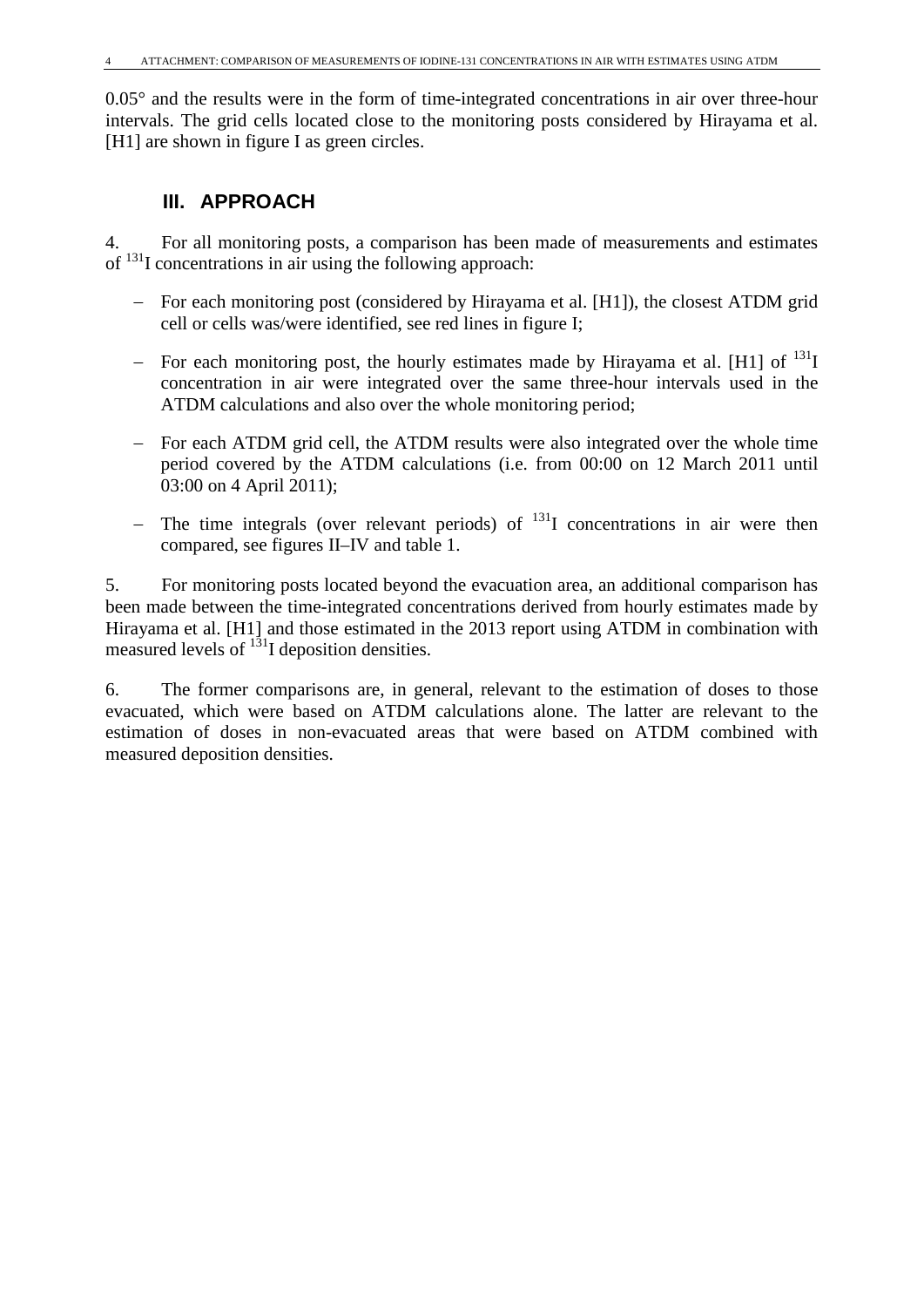0.05° and the results were in the form of time-integrated concentrations in air over three-hour intervals. The grid cells located close to the monitoring posts considered by Hirayama et al. [H1] are shown in figure I as green circles.

## III. APPROACH

4. For all monitoring posts, a comparison has been made of measurements and estimates of $^{131}$I concentrations in air using the following approach:

- For each monitoring post (considered by Hirayama et al. [H1]), the closest ATDM grid cell or cells was/were identified, see red lines in figure I;
- For each monitoring post, the hourly estimates made by Hirayama et al. [H1] of $^{131}$I concentration in air were integrated over the same three-hour intervals used in the ATDM calculations and also over the whole monitoring period;
- For each ATDM grid cell, the ATDM results were also integrated over the whole time period covered by the ATDM calculations (i.e. from 00:00 on 12 March 2011 until 03:00 on 4 April 2011);
- The time integrals (over relevant periods) of $^{131}$I concentrations in air were then compared, see figures II–IV and table 1.

5. For monitoring posts located beyond the evacuation area, an additional comparison has been made between the time-integrated concentrations derived from hourly estimates made by Hirayama et al. [H1] and those estimated in the 2013 report using ATDM in combination with measured levels of $^{131}$I deposition densities.

6. The former comparisons are, in general, relevant to the estimation of doses to those evacuated, which were based on ATDM calculations alone. The latter are relevant to the estimation of doses in non-evacuated areas that were based on ATDM combined with measured deposition densities.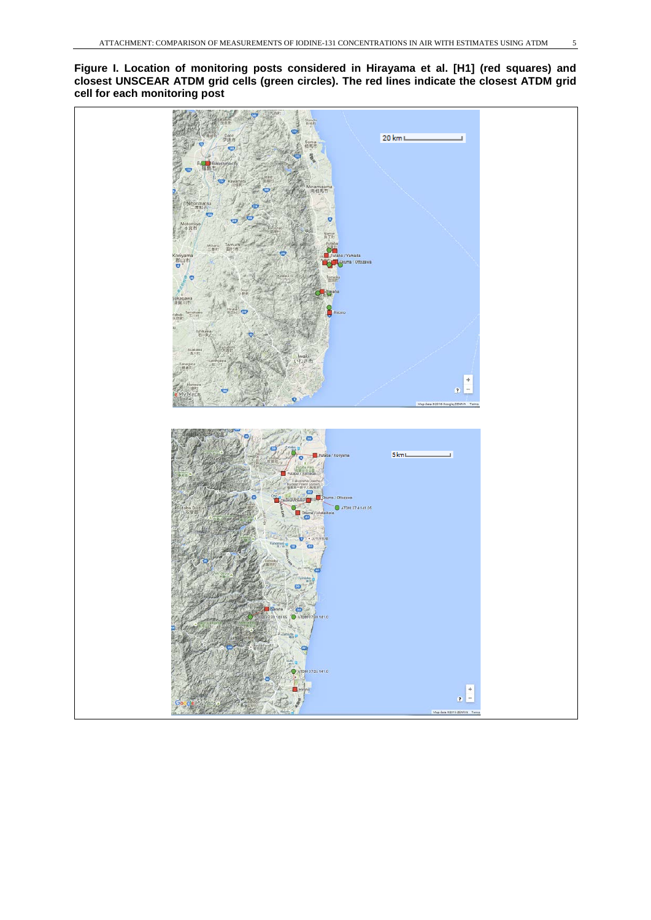**Figure I. Location of monitoring posts considered in Hirayama et al. [H1] (red squares) and closest UNSCEAR ATDM grid cells (green circles). The red lines indicate the closest ATDM grid cell for each monitoring post**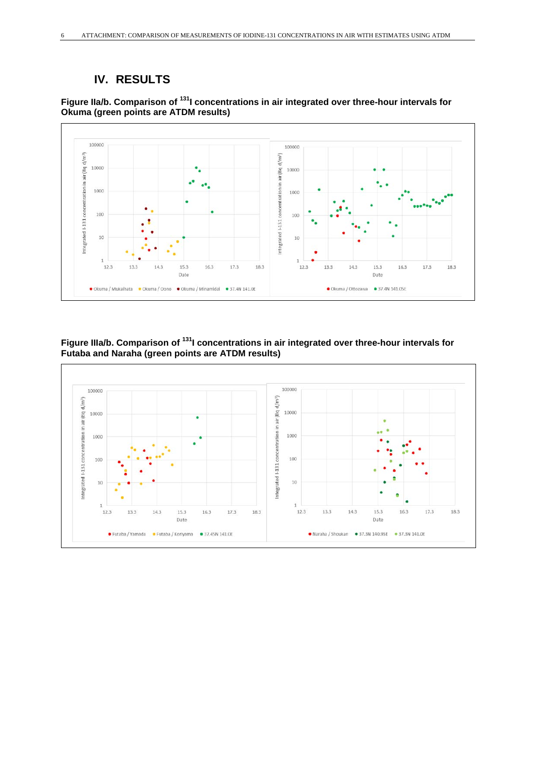# IV. RESULTS

**Figure IIa/b. Comparison of $^{131}$I concentrations in air integrated over three-hour intervals for Okuma (green points are ATDM results)**

**Figure IIIa/b. Comparison of $^{131}$I concentrations in air integrated over three-hour intervals for Futaba and Naraha (green points are ATDM results)**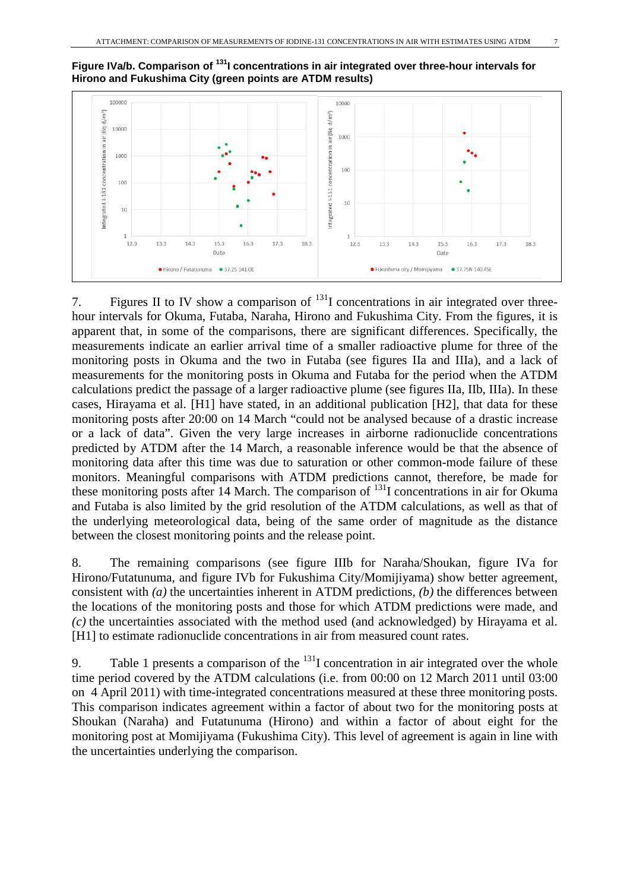**Figure IVa/b. Comparison of $^{131}$I concentrations in air integrated over three-hour intervals for Hirono and Fukushima City (green points are ATDM results)**

7. Figures II to IV show a comparison of $^{131}$I concentrations in air integrated over three-hour intervals for Okuma, Futaba, Naraha, Hirono and Fukushima City. From the figures, it is apparent that, in some of the comparisons, there are significant differences. Specifically, the measurements indicate an earlier arrival time of a smaller radioactive plume for three of the monitoring posts in Okuma and the two in Futaba (see figures IIa and IIIa), and a lack of measurements for the monitoring posts in Okuma and Futaba for the period when the ATDM calculations predict the passage of a larger radioactive plume (see figures IIa, IIb, IIIa). In these cases, Hirayama et al. [H1] have stated, in an additional publication [H2], that data for these monitoring posts after 20:00 on 14 March "could not be analysed because of a drastic increase or a lack of data". Given the very large increases in airborne radionuclide concentrations predicted by ATDM after the 14 March, a reasonable inference would be that the absence of monitoring data after this time was due to saturation or other common-mode failure of these monitors. Meaningful comparisons with ATDM predictions cannot, therefore, be made for these monitoring posts after 14 March. The comparison of $^{131}$I concentrations in air for Okuma and Futaba is also limited by the grid resolution of the ATDM calculations, as well as that of the underlying meteorological data, being of the same order of magnitude as the distance between the closest monitoring points and the release point.

8. The remaining comparisons (see figure IIIb for Naraha/Shoukan, figure IVa for Hirono/Futatunuma, and figure IVb for Fukushima City/Momijiyama) show better agreement, consistent with *(a)* the uncertainties inherent in ATDM predictions, *(b)* the differences between the locations of the monitoring posts and those for which ATDM predictions were made, and *(c)* the uncertainties associated with the method used (and acknowledged) by Hirayama et al. [H1] to estimate radionuclide concentrations in air from measured count rates.

9. Table 1 presents a comparison of the $^{131}$I concentration in air integrated over the whole time period covered by the ATDM calculations (i.e. from 00:00 on 12 March 2011 until 03:00 on 4 April 2011) with time-integrated concentrations measured at these three monitoring posts. This comparison indicates agreement within a factor of about two for the monitoring posts at Shoukan (Naraha) and Futatunuma (Hirono) and within a factor of about eight for the monitoring post at Momijiyama (Fukushima City). This level of agreement is again in line with the uncertainties underlying the comparison.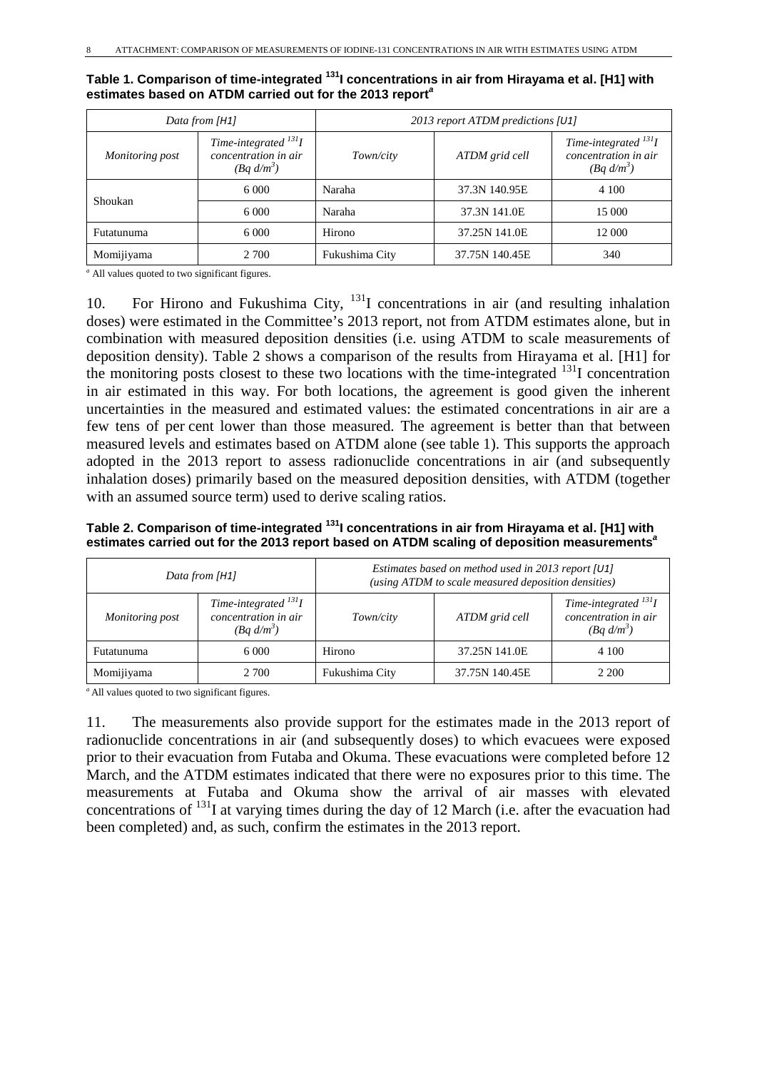**Table 1. Comparison of time-integrated $^{131}$I concentrations in air from Hirayama et al. [H1] with estimates based on ATDM carried out for the 2013 report[a]**

| *Data from [H1]* | | *2013 report ATDM predictions [U1]* | | |
|---|---|---|---|---|
| *Monitoring post* | *Time-integrated $^{131}I$ concentration in air (Bq d/m$^3$)* | *Town/city* | *ATDM grid cell* | *Time-integrated $^{131}I$ concentration in air (Bq d/m$^3$)* |
| Shoukan | 6 000 | Naraha | 37.3N 140.95E | 4 100 |
| | 6 000 | Naraha | 37.3N 141.0E | 15 000 |
| Futatunuma | 6 000 | Hirono | 37.25N 141.0E | 12 000 |
| Momijiyama | 2 700 | Fukushima City | 37.75N 140.45E | 340 |

[a] All values quoted to two significant figures.

10. For Hirono and Fukushima City, $^{131}$I concentrations in air (and resulting inhalation doses) were estimated in the Committee's 2013 report, not from ATDM estimates alone, but in combination with measured deposition densities (i.e. using ATDM to scale measurements of deposition density). Table 2 shows a comparison of the results from Hirayama et al. [H1] for the monitoring posts closest to these two locations with the time-integrated $^{131}$I concentration in air estimated in this way. For both locations, the agreement is good given the inherent uncertainties in the measured and estimated values: the estimated concentrations in air are a few tens of per cent lower than those measured. The agreement is better than that between measured levels and estimates based on ATDM alone (see table 1). This supports the approach adopted in the 2013 report to assess radionuclide concentrations in air (and subsequently inhalation doses) primarily based on the measured deposition densities, with ATDM (together with an assumed source term) used to derive scaling ratios.

**Table 2. Comparison of time-integrated $^{131}$I concentrations in air from Hirayama et al. [H1] with estimates carried out for the 2013 report based on ATDM scaling of deposition measurements[a]**

| *Data from [H1]* | | *Estimates based on method used in 2013 report [U1] (using ATDM to scale measured deposition densities)* | | |
|---|---|---|---|---|
| *Monitoring post* | *Time-integrated $^{131}I$ concentration in air (Bq d/m$^3$)* | *Town/city* | *ATDM grid cell* | *Time-integrated $^{131}I$ concentration in air (Bq d/m$^3$)* |
| Futatunuma | 6 000 | Hirono | 37.25N 141.0E | 4 100 |
| Momijiyama | 2 700 | Fukushima City | 37.75N 140.45E | 2 200 |

[a] All values quoted to two significant figures.

11. The measurements also provide support for the estimates made in the 2013 report of radionuclide concentrations in air (and subsequently doses) to which evacuees were exposed prior to their evacuation from Futaba and Okuma. These evacuations were completed before 12 March, and the ATDM estimates indicated that there were no exposures prior to this time. The measurements at Futaba and Okuma show the arrival of air masses with elevated concentrations of $^{131}$I at varying times during the day of 12 March (i.e. after the evacuation had been completed) and, as such, confirm the estimates in the 2013 report.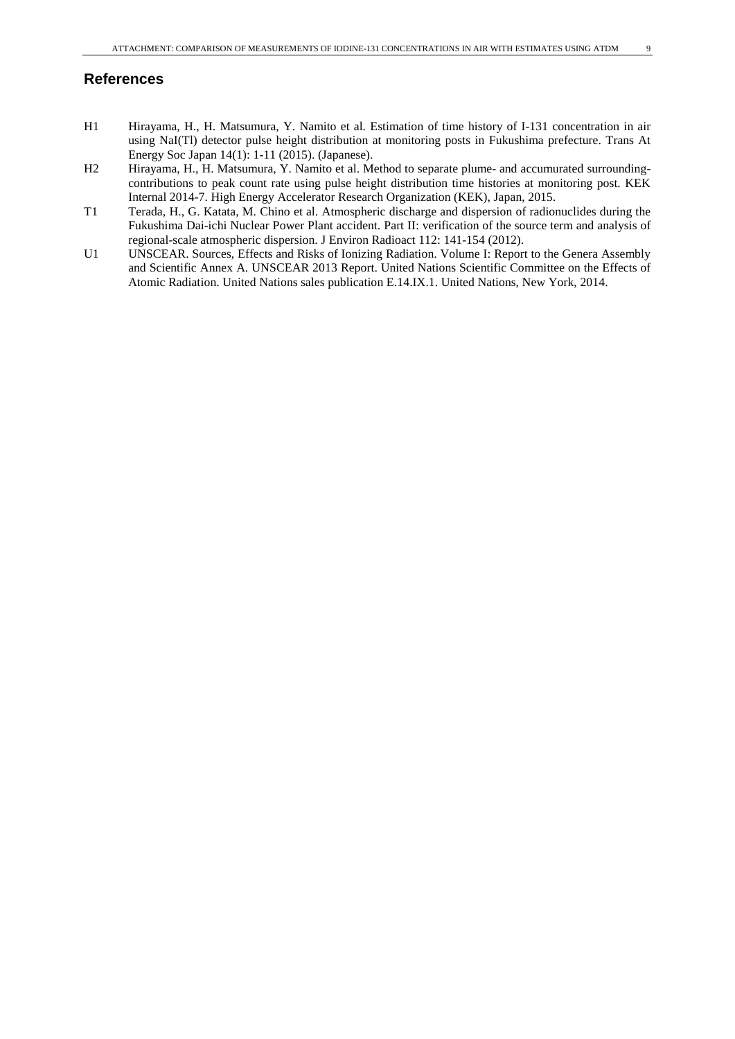## References

H1 Hirayama, H., H. Matsumura, Y. Namito et al. Estimation of time history of I-131 concentration in air using NaI(Tl) detector pulse height distribution at monitoring posts in Fukushima prefecture. Trans At Energy Soc Japan 14(1): 1-11 (2015). (Japanese).

H2 Hirayama, H., H. Matsumura, Y. Namito et al. Method to separate plume- and accumurated surrounding-contributions to peak count rate using pulse height distribution time histories at monitoring post. KEK Internal 2014-7. High Energy Accelerator Research Organization (KEK), Japan, 2015.

T1 Terada, H., G. Katata, M. Chino et al. Atmospheric discharge and dispersion of radionuclides during the Fukushima Dai-ichi Nuclear Power Plant accident. Part II: verification of the source term and analysis of regional-scale atmospheric dispersion. J Environ Radioact 112: 141-154 (2012).

U1 UNSCEAR. Sources, Effects and Risks of Ionizing Radiation. Volume I: Report to the Genera Assembly and Scientific Annex A. UNSCEAR 2013 Report. United Nations Scientific Committee on the Effects of Atomic Radiation. United Nations sales publication E.14.IX.1. United Nations, New York, 2014.